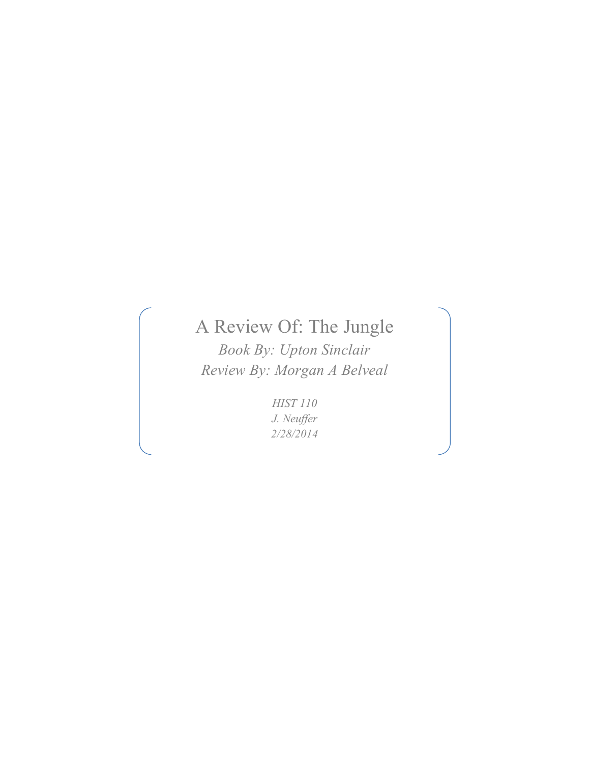# A Review Of: The Jungle

*Book By: Upton Sinclair*

*Review By: Morgan A Belveal*

*HIST 110*

*J. Neuffer*

*2/28/2014*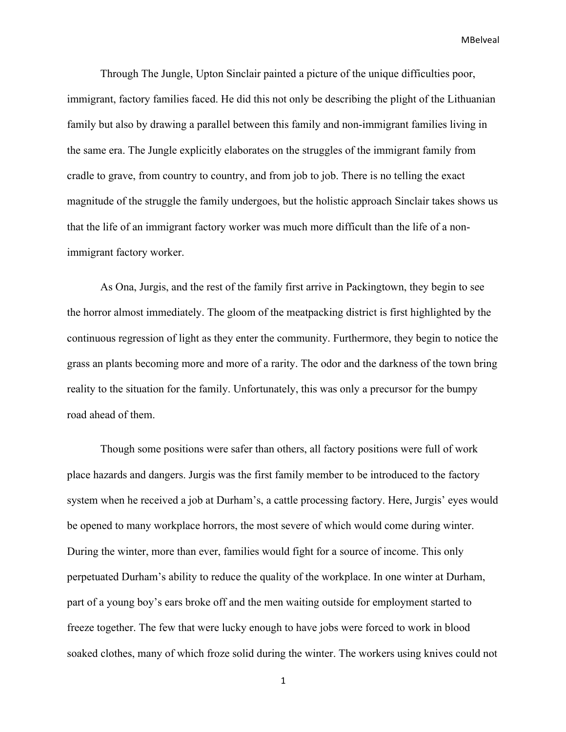Through The Jungle, Upton Sinclair painted a picture of the unique difficulties poor, immigrant, factory families faced. He did this not only be describing the plight of the Lithuanian family but also by drawing a parallel between this family and non-immigrant families living in the same era. The Jungle explicitly elaborates on the struggles of the immigrant family from cradle to grave, from country to country, and from job to job. There is no telling the exact magnitude of the struggle the family undergoes, but the holistic approach Sinclair takes shows us that the life of an immigrant factory worker was much more difficult than the life of a non-immigrant factory worker.

As Ona, Jurgis, and the rest of the family first arrive in Packingtown, they begin to see the horror almost immediately. The gloom of the meatpacking district is first highlighted by the continuous regression of light as they enter the community. Furthermore, they begin to notice the grass an plants becoming more and more of a rarity. The odor and the darkness of the town bring reality to the situation for the family. Unfortunately, this was only a precursor for the bumpy road ahead of them.

Though some positions were safer than others, all factory positions were full of work place hazards and dangers. Jurgis was the first family member to be introduced to the factory system when he received a job at Durham's, a cattle processing factory. Here, Jurgis' eyes would be opened to many workplace horrors, the most severe of which would come during winter. During the winter, more than ever, families would fight for a source of income. This only perpetuated Durham's ability to reduce the quality of the workplace. In one winter at Durham, part of a young boy's ears broke off and the men waiting outside for employment started to freeze together. The few that were lucky enough to have jobs were forced to work in blood soaked clothes, many of which froze solid during the winter. The workers using knives could not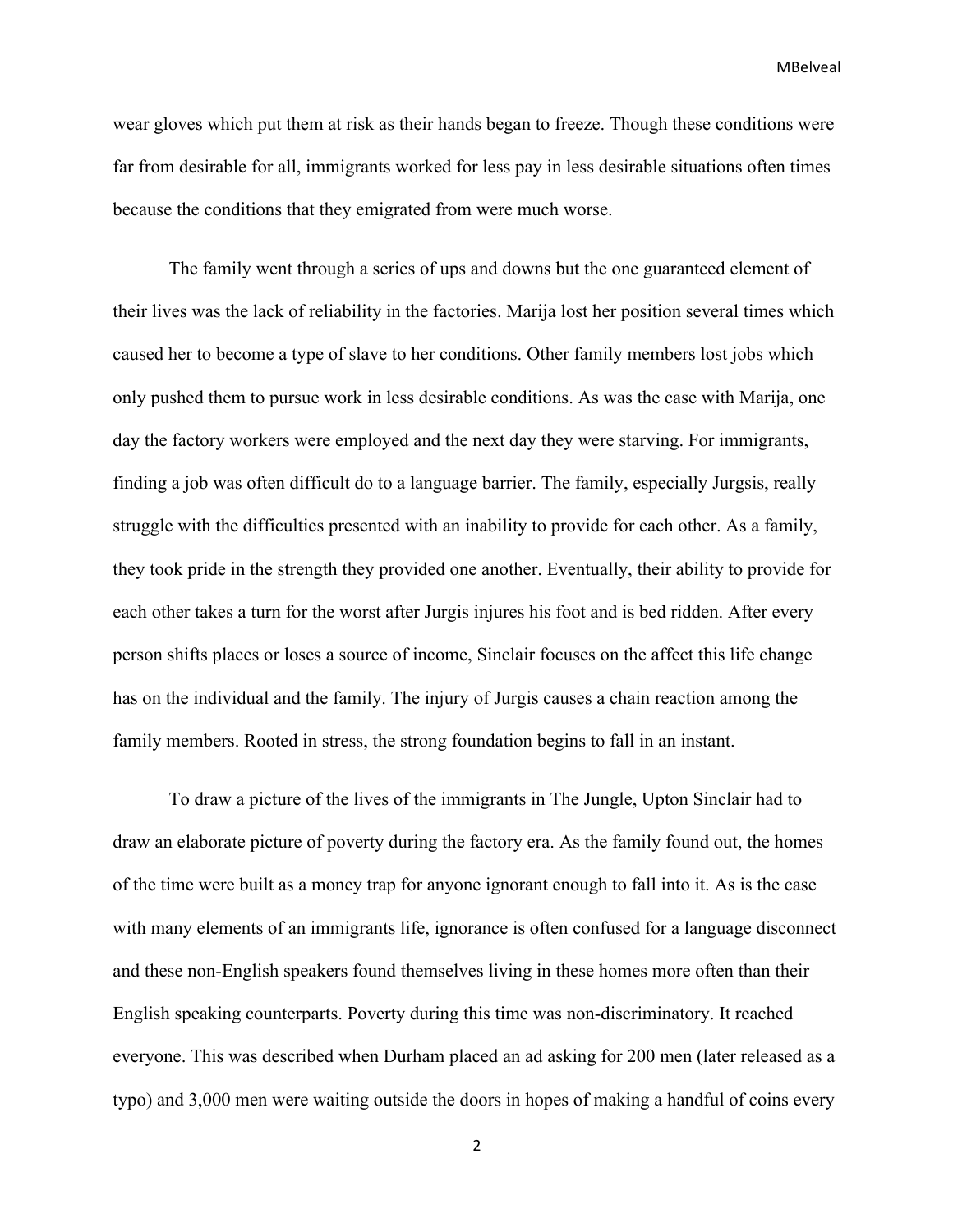wear gloves which put them at risk as their hands began to freeze. Though these conditions were far from desirable for all, immigrants worked for less pay in less desirable situations often times because the conditions that they emigrated from were much worse.

The family went through a series of ups and downs but the one guaranteed element of their lives was the lack of reliability in the factories. Marija lost her position several times which caused her to become a type of slave to her conditions. Other family members lost jobs which only pushed them to pursue work in less desirable conditions. As was the case with Marija, one day the factory workers were employed and the next day they were starving. For immigrants, finding a job was often difficult do to a language barrier. The family, especially Jurgsis, really struggle with the difficulties presented with an inability to provide for each other. As a family, they took pride in the strength they provided one another. Eventually, their ability to provide for each other takes a turn for the worst after Jurgis injures his foot and is bed ridden. After every person shifts places or loses a source of income, Sinclair focuses on the affect this life change has on the individual and the family. The injury of Jurgis causes a chain reaction among the family members. Rooted in stress, the strong foundation begins to fall in an instant.

To draw a picture of the lives of the immigrants in The Jungle, Upton Sinclair had to draw an elaborate picture of poverty during the factory era. As the family found out, the homes of the time were built as a money trap for anyone ignorant enough to fall into it. As is the case with many elements of an immigrants life, ignorance is often confused for a language disconnect and these non-English speakers found themselves living in these homes more often than their English speaking counterparts. Poverty during this time was non-discriminatory. It reached everyone. This was described when Durham placed an ad asking for 200 men (later released as a typo) and 3,000 men were waiting outside the doors in hopes of making a handful of coins every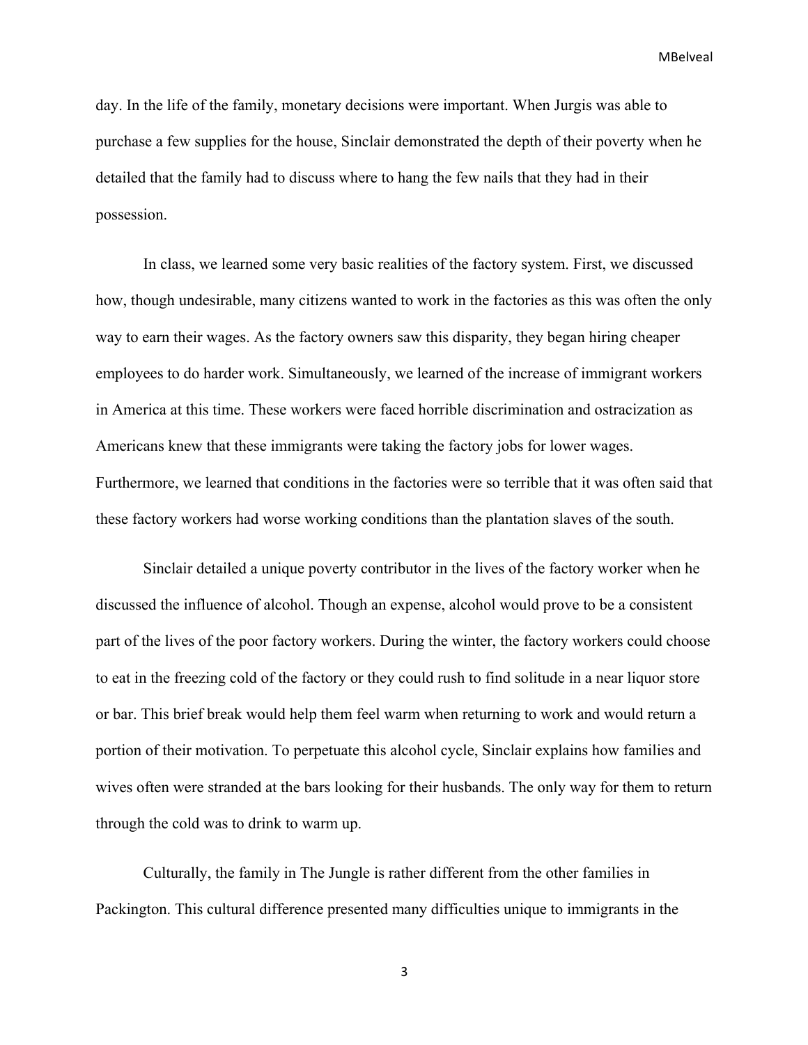day. In the life of the family, monetary decisions were important. When Jurgis was able to purchase a few supplies for the house, Sinclair demonstrated the depth of their poverty when he detailed that the family had to discuss where to hang the few nails that they had in their possession.

In class, we learned some very basic realities of the factory system. First, we discussed how, though undesirable, many citizens wanted to work in the factories as this was often the only way to earn their wages. As the factory owners saw this disparity, they began hiring cheaper employees to do harder work. Simultaneously, we learned of the increase of immigrant workers in America at this time. These workers were faced horrible discrimination and ostracization as Americans knew that these immigrants were taking the factory jobs for lower wages. Furthermore, we learned that conditions in the factories were so terrible that it was often said that these factory workers had worse working conditions than the plantation slaves of the south.

Sinclair detailed a unique poverty contributor in the lives of the factory worker when he discussed the influence of alcohol. Though an expense, alcohol would prove to be a consistent part of the lives of the poor factory workers. During the winter, the factory workers could choose to eat in the freezing cold of the factory or they could rush to find solitude in a near liquor store or bar. This brief break would help them feel warm when returning to work and would return a portion of their motivation. To perpetuate this alcohol cycle, Sinclair explains how families and wives often were stranded at the bars looking for their husbands. The only way for them to return through the cold was to drink to warm up.

Culturally, the family in The Jungle is rather different from the other families in Packington. This cultural difference presented many difficulties unique to immigrants in the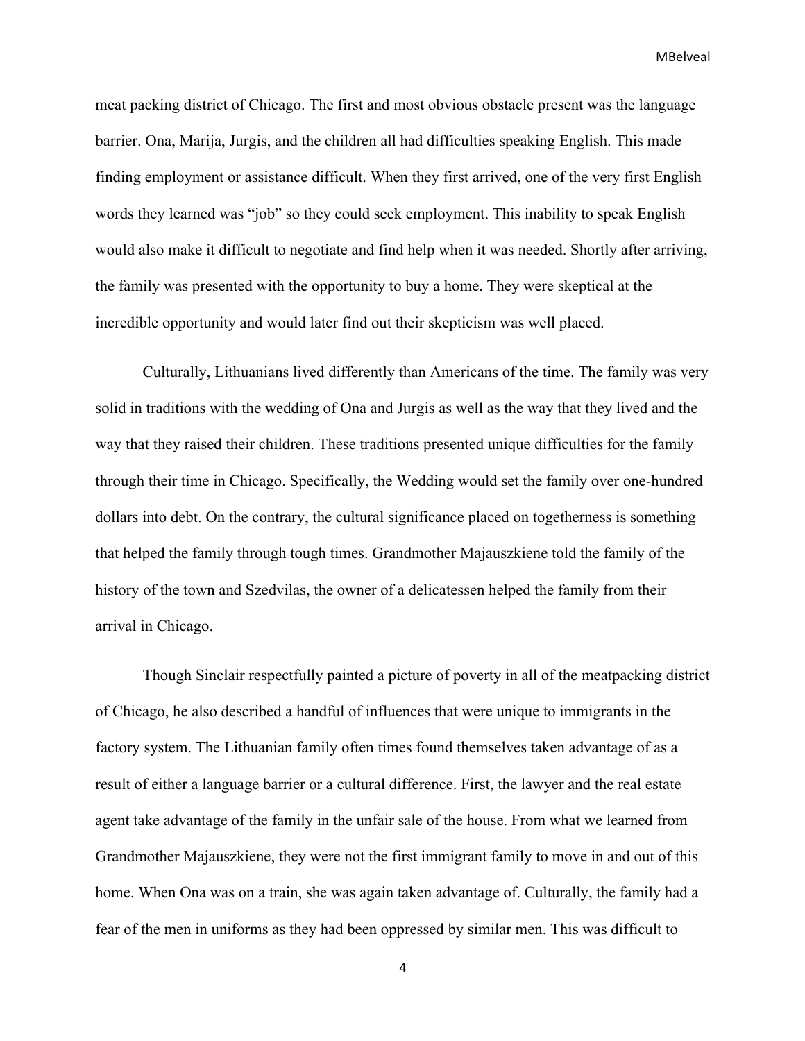meat packing district of Chicago. The first and most obvious obstacle present was the language barrier. Ona, Marija, Jurgis, and the children all had difficulties speaking English. This made finding employment or assistance difficult. When they first arrived, one of the very first English words they learned was "job" so they could seek employment. This inability to speak English would also make it difficult to negotiate and find help when it was needed. Shortly after arriving, the family was presented with the opportunity to buy a home. They were skeptical at the incredible opportunity and would later find out their skepticism was well placed.

Culturally, Lithuanians lived differently than Americans of the time. The family was very solid in traditions with the wedding of Ona and Jurgis as well as the way that they lived and the way that they raised their children. These traditions presented unique difficulties for the family through their time in Chicago. Specifically, the Wedding would set the family over one-hundred dollars into debt. On the contrary, the cultural significance placed on togetherness is something that helped the family through tough times. Grandmother Majauszkiene told the family of the history of the town and Szedvilas, the owner of a delicatessen helped the family from their arrival in Chicago.

Though Sinclair respectfully painted a picture of poverty in all of the meatpacking district of Chicago, he also described a handful of influences that were unique to immigrants in the factory system. The Lithuanian family often times found themselves taken advantage of as a result of either a language barrier or a cultural difference. First, the lawyer and the real estate agent take advantage of the family in the unfair sale of the house. From what we learned from Grandmother Majauszkiene, they were not the first immigrant family to move in and out of this home. When Ona was on a train, she was again taken advantage of. Culturally, the family had a fear of the men in uniforms as they had been oppressed by similar men. This was difficult to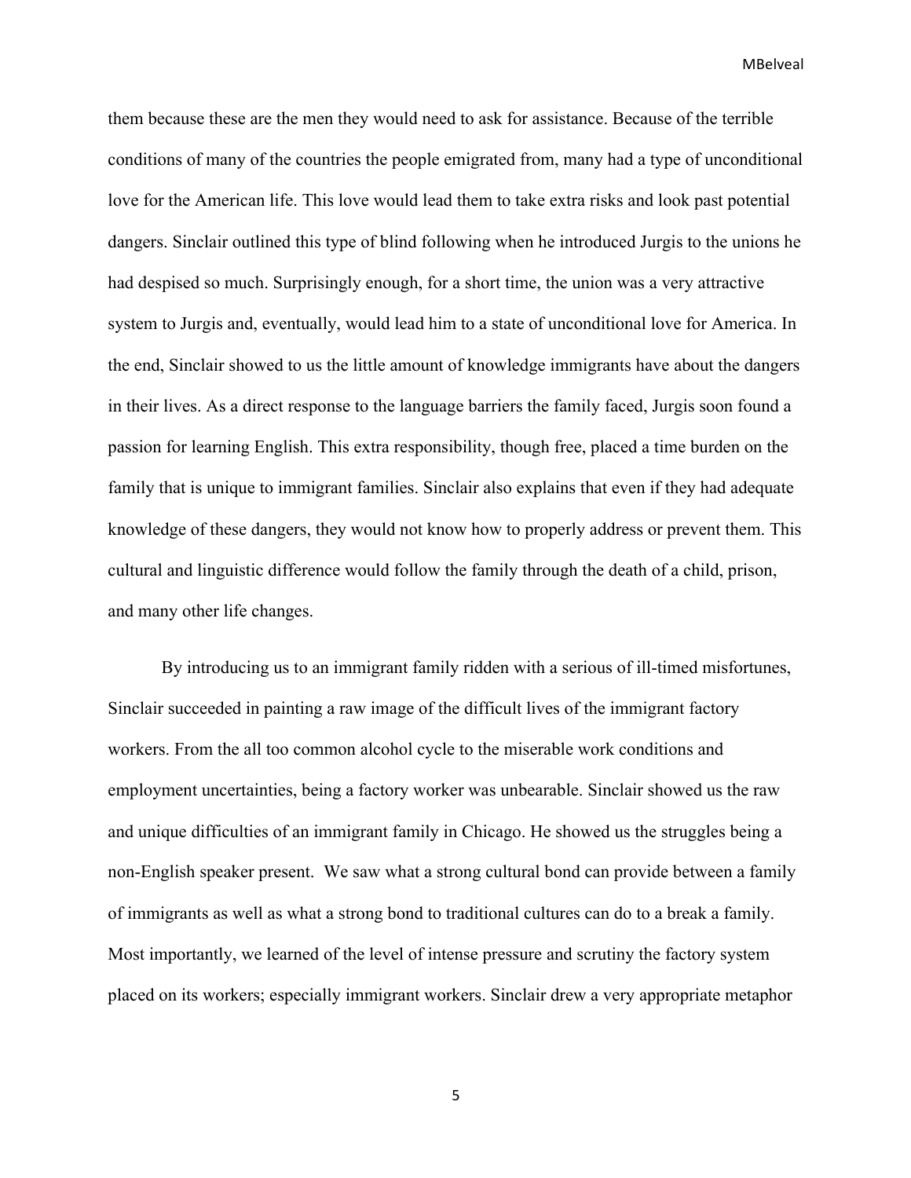them because these are the men they would need to ask for assistance. Because of the terrible conditions of many of the countries the people emigrated from, many had a type of unconditional love for the American life. This love would lead them to take extra risks and look past potential dangers. Sinclair outlined this type of blind following when he introduced Jurgis to the unions he had despised so much. Surprisingly enough, for a short time, the union was a very attractive system to Jurgis and, eventually, would lead him to a state of unconditional love for America. In the end, Sinclair showed to us the little amount of knowledge immigrants have about the dangers in their lives. As a direct response to the language barriers the family faced, Jurgis soon found a passion for learning English. This extra responsibility, though free, placed a time burden on the family that is unique to immigrant families. Sinclair also explains that even if they had adequate knowledge of these dangers, they would not know how to properly address or prevent them. This cultural and linguistic difference would follow the family through the death of a child, prison, and many other life changes.

By introducing us to an immigrant family ridden with a serious of ill-timed misfortunes, Sinclair succeeded in painting a raw image of the difficult lives of the immigrant factory workers. From the all too common alcohol cycle to the miserable work conditions and employment uncertainties, being a factory worker was unbearable. Sinclair showed us the raw and unique difficulties of an immigrant family in Chicago. He showed us the struggles being a non-English speaker present.  We saw what a strong cultural bond can provide between a family of immigrants as well as what a strong bond to traditional cultures can do to a break a family. Most importantly, we learned of the level of intense pressure and scrutiny the factory system placed on its workers; especially immigrant workers. Sinclair drew a very appropriate metaphor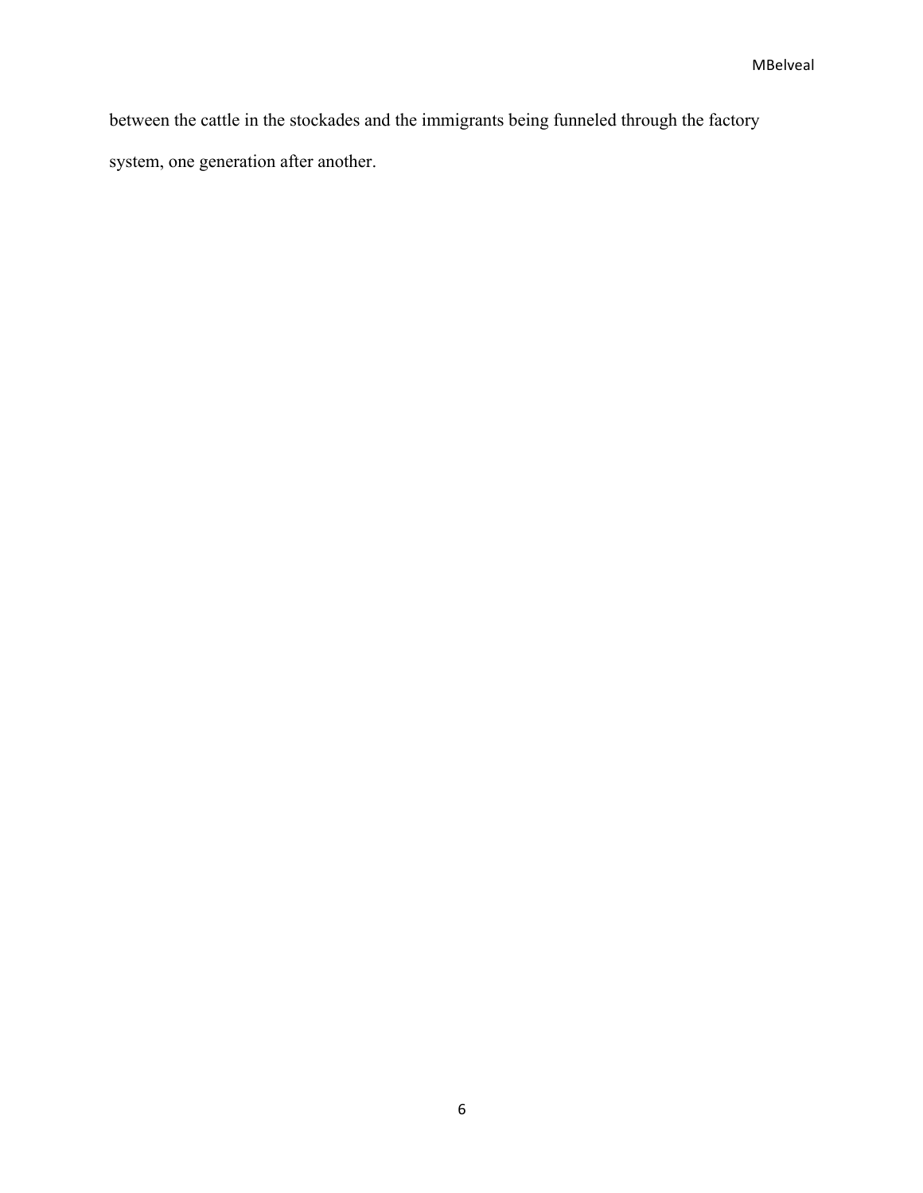between the cattle in the stockades and the immigrants being funneled through the factory system, one generation after another.